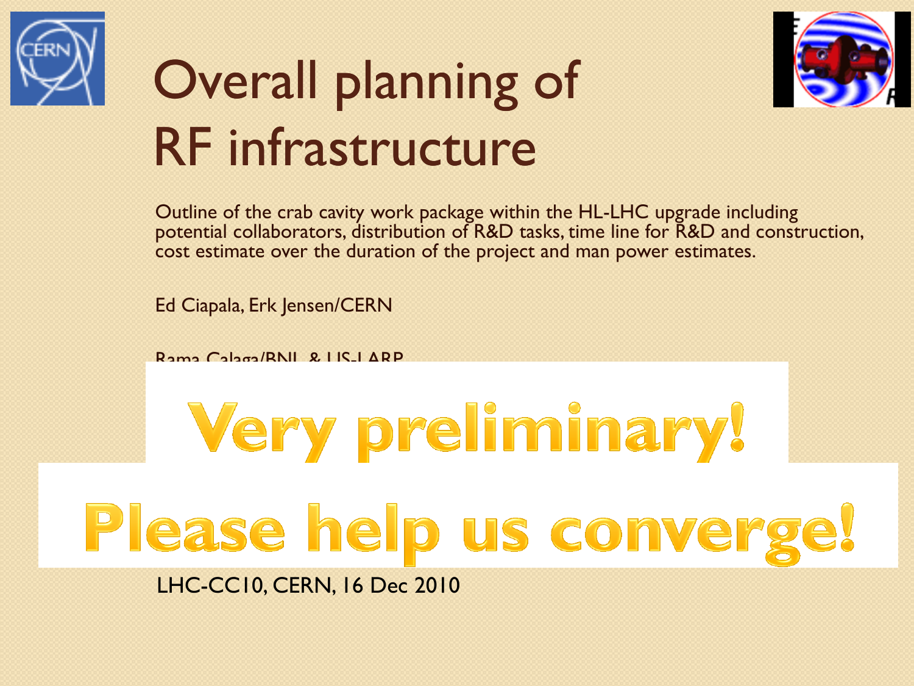# Overall planning of RF infrastructure

Outline of the crab cavity work package within the HL-LHC upgrade including potential collaborators, distribution of R&D tasks, time line for R&D and construction, cost estimate over the duration of the project and man power estimates.

Ed Ciapala, Erk Jensen/CERN

Rama Calaga/BNL & US-LARP

**Very preliminary!**

**Please help us converge!**

LHC-CC10, CERN, 16 Dec 2010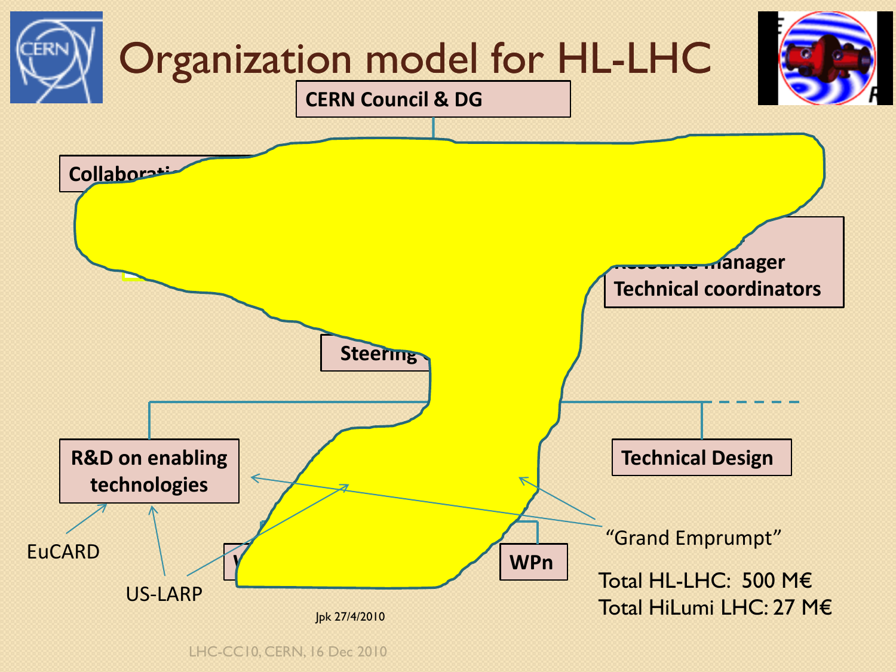# Organization model for HL-LHC

CERN Council & DG

Collaborati...

...anager
Technical coordinators

Steering ...

R&D on enabling technologies

Technical Design

W...

WPn

EuCARD

US-LARP

"Grand Emprumpt"

Total HL-LHC: 500 M€

Total HiLumi LHC: 27 M€

Jpk 27/4/2010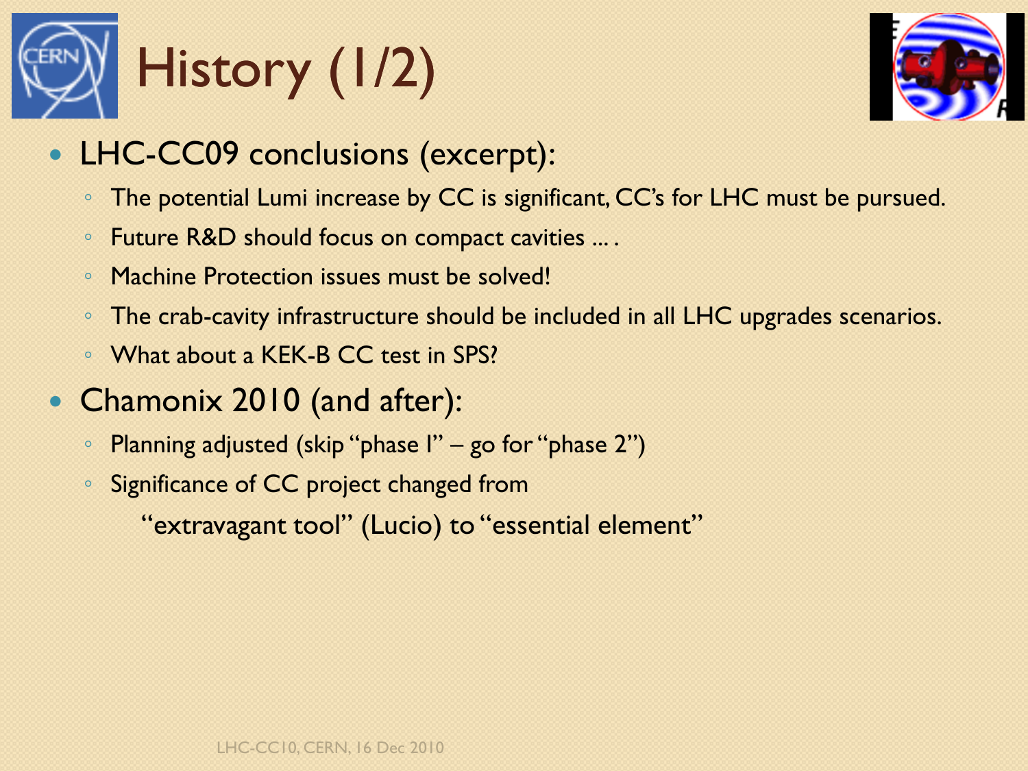# History (1/2)

- LHC-CC09 conclusions (excerpt):
  - The potential Lumi increase by CC is significant, CC's for LHC must be pursued.
  - Future R&D should focus on compact cavities … .
  - Machine Protection issues must be solved!
  - The crab-cavity infrastructure should be included in all LHC upgrades scenarios.
  - What about a KEK-B CC test in SPS?
- Chamonix 2010 (and after):
  - Planning adjusted (skip "phase I" – go for "phase 2")
  - Significance of CC project changed from

    "extravagant tool" (Lucio) to "essential element"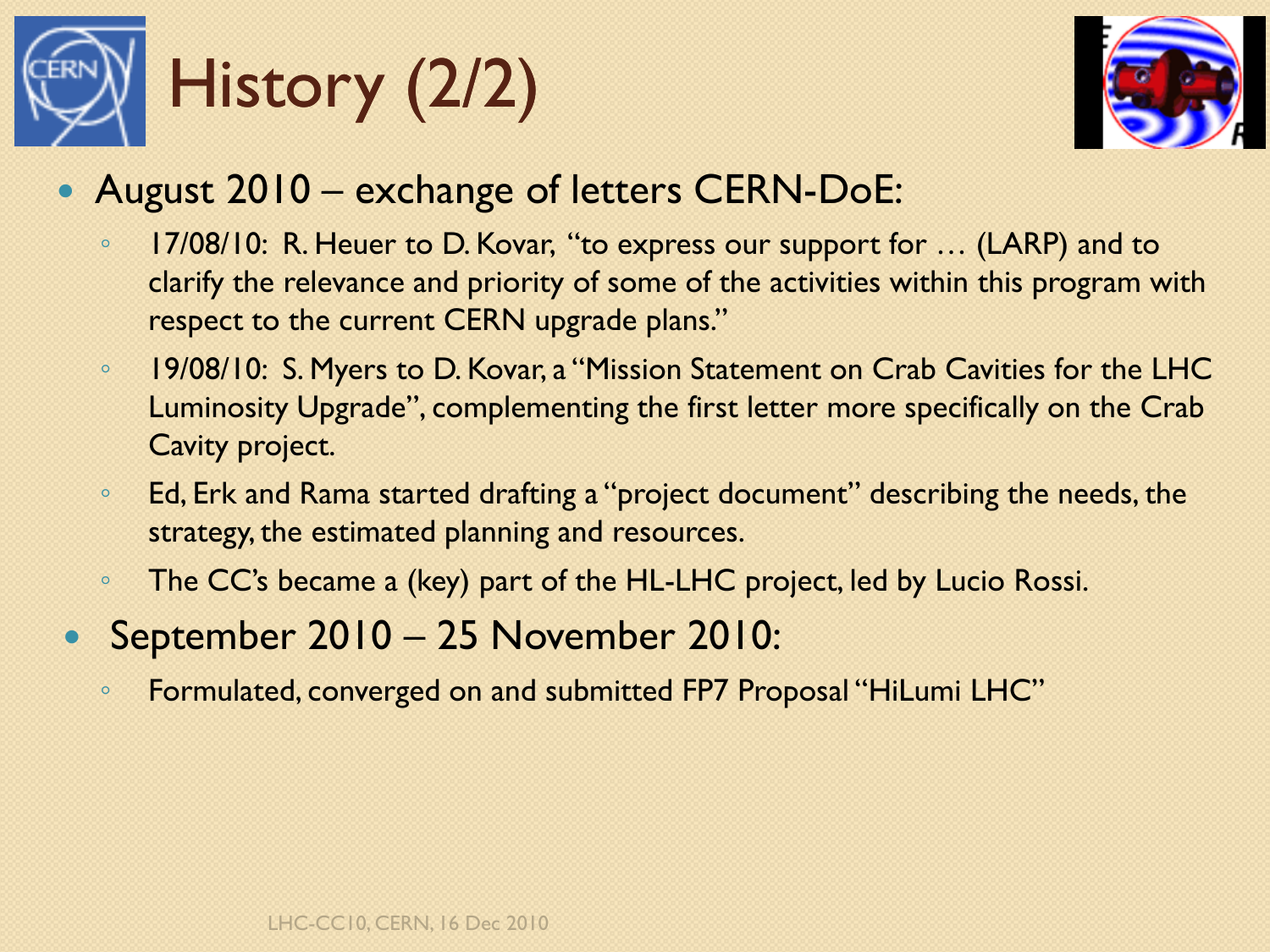# History (2/2)

- August 2010 – exchange of letters CERN-DoE:
  - 17/08/10: R. Heuer to D. Kovar, "to express our support for … (LARP) and to clarify the relevance and priority of some of the activities within this program with respect to the current CERN upgrade plans."
  - 19/08/10: S. Myers to D. Kovar, a "Mission Statement on Crab Cavities for the LHC Luminosity Upgrade", complementing the first letter more specifically on the Crab Cavity project.
  - Ed, Erk and Rama started drafting a "project document" describing the needs, the strategy, the estimated planning and resources.
  - The CC's became a (key) part of the HL-LHC project, led by Lucio Rossi.
- September 2010 – 25 November 2010:
  - Formulated, converged on and submitted FP7 Proposal "HiLumi LHC"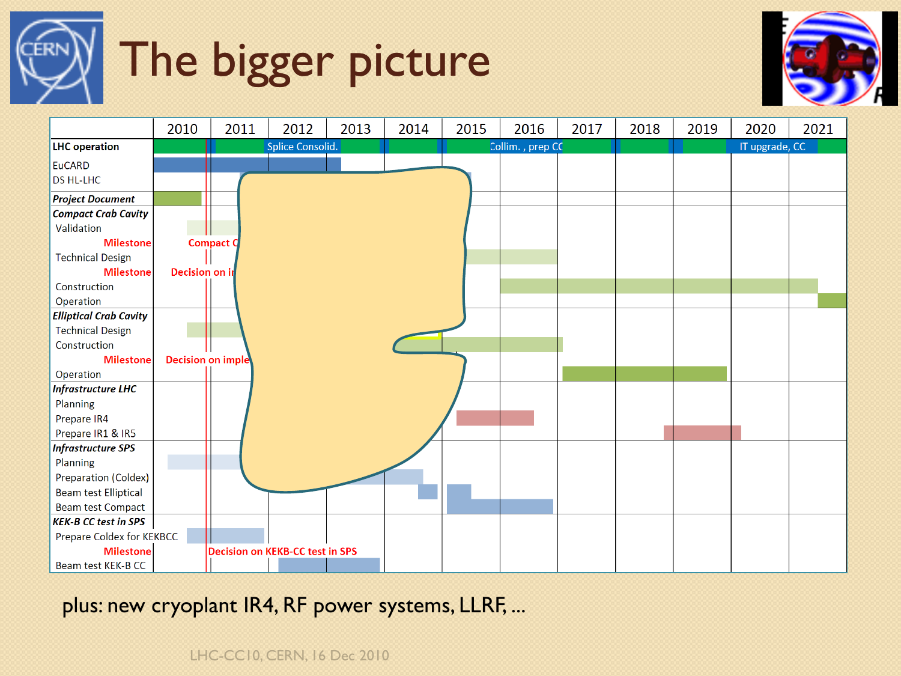# The bigger picture

| | 2010 | 2011 | 2012 | 2013 | 2014 | 2015 | 2016 | 2017 | 2018 | 2019 | 2020 | 2021 |
|---|---|---|---|---|---|---|---|---|---|---|---|---|
| **LHC operation** | | | Splice Consolid. | | | Collim. , prep CC | | | | | IT upgrade, CC | |
| EuCARD | | | | | | | | | | | | |
| DS HL-LHC | | | | | | | | | | | | |
| ***Project Document*** | | | | | | | | | | | | |
| ***Compact Crab Cavity*** | | | | | | | | | | | | |
| Validation | | | | | | | | | | | | |
| Milestone | Compact C | | | | | | | | | | | |
| Technical Design | | | | | | | | | | | | |
| Milestone | Decision on i | | | | | | | | | | | |
| Construction | | | | | | | | | | | | |
| Operation | | | | | | | | | | | | |
| ***Elliptical Crab Cavity*** | | | | | | | | | | | | |
| Technical Design | | | | | | | | | | | | |
| Construction | | | | | | | | | | | | |
| Milestone | Decision on imple | | | | | | | | | | | |
| Operation | | | | | | | | | | | | |
| ***Infrastructure LHC*** | | | | | | | | | | | | |
| Planning | | | | | | | | | | | | |
| Prepare IR4 | | | | | | | | | | | | |
| Prepare IR1 & IR5 | | | | | | | | | | | | |
| ***Infrastructure SPS*** | | | | | | | | | | | | |
| Planning | | | | | | | | | | | | |
| Preparation (Coldex) | | | | | | | | | | | | |
| Beam test Elliptical | | | | | | | | | | | | |
| Beam test Compact | | | | | | | | | | | | |
| ***KEK-B CC test in SPS*** | | | | | | | | | | | | |
| Prepare Coldex for KEKBCC | | | | | | | | | | | | |
| Milestone | | Decision on KEKB-CC test in SPS | | | | | | | | | | |
| Beam test KEK-B CC | | | | | | | | | | | | |

plus: new cryoplant IR4, RF power systems, LLRF, ...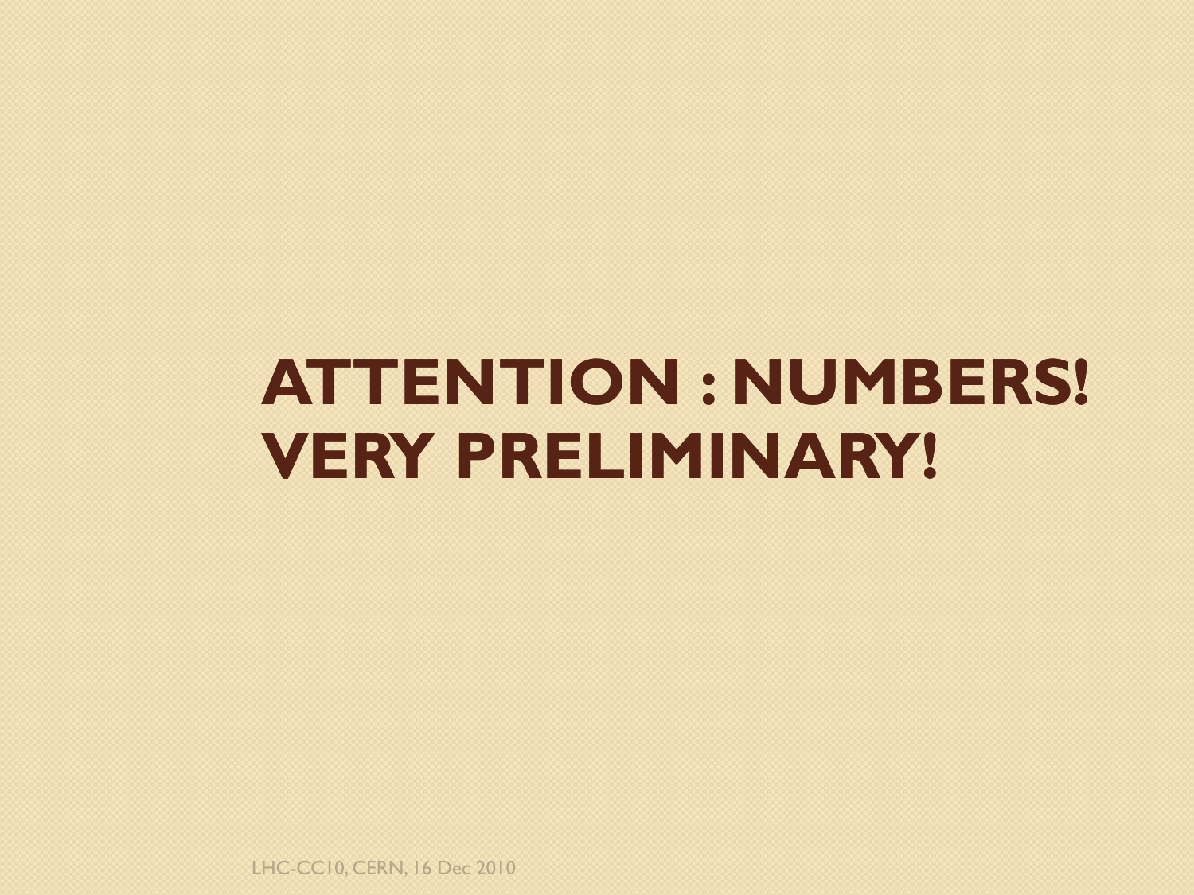# ATTENTION : NUMBERS! VERY PRELIMINARY!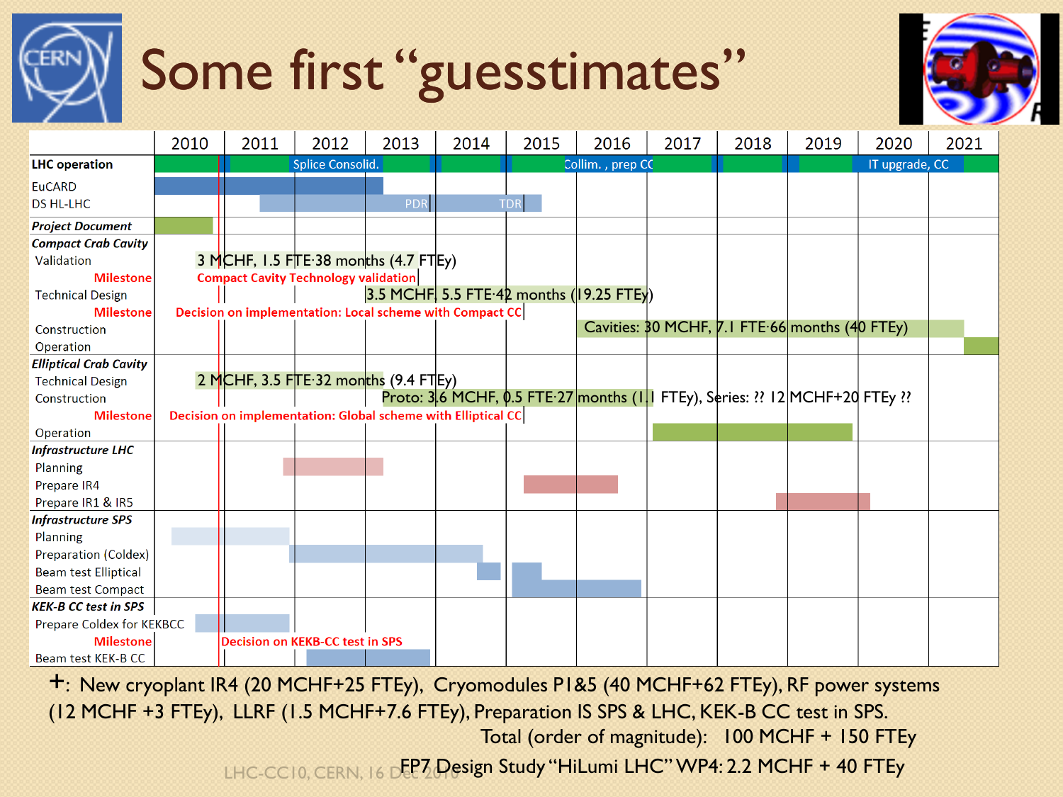# Some first "guesstimates"

| | 2010 | 2011 | 2012 | 2013 | 2014 | 2015 | 2016 | 2017 | 2018 | 2019 | 2020 | 2021 |
|---|---|---|---|---|---|---|---|---|---|---|---|---|
| **LHC operation** | | | Splice Consolid. | | | | Collim. , prep CC | | | | IT upgrade, CC | |
| EuCARD | | | | | | | | | | | | |
| DS HL-LHC | | | | | PDR | TDR | | | | | | |
| ***Project Document*** | | | | | | | | | | | | |
| ***Compact Crab Cavity*** | | | | | | | | | | | | |
| Validation | 3 MCHF, 1.5 FTE·38 months (4.7 FTEy) | | | | | | | | | | | |
| **Milestone** | Compact Cavity Technology validation | | | | | | | | | | | |
| Technical Design | | | | 3.5 MCHF, 5.5 FTE·42 months (19.25 FTEy) | | | | | | | | |
| **Milestone** | Decision on implementation: Local scheme with Compact CC | | | | | | | | | | | |
| Construction | | | | | | | Cavities: 30 MCHF, 7.1 FTE·66 months (40 FTEy) | | | | | |
| Operation | | | | | | | | | | | | |
| ***Elliptical Crab Cavity*** | | | | | | | | | | | | |
| Technical Design | 2 MCHF, 3.5 FTE·32 months (9.4 FTEy) | | | | | | | | | | | |
| Construction | | | | Proto: 3.6 MCHF, 0.5 FTE·27 months (1.1 FTEy), Series: ?? 12 MCHF+20 FTEy ?? | | | | | | | | |
| **Milestone** | Decision on implementation: Global scheme with Elliptical CC | | | | | | | | | | | |
| Operation | | | | | | | | | | | | |
| ***Infrastructure LHC*** | | | | | | | | | | | | |
| Planning | | | | | | | | | | | | |
| Prepare IR4 | | | | | | | | | | | | |
| Prepare IR1 & IR5 | | | | | | | | | | | | |
| ***Infrastructure SPS*** | | | | | | | | | | | | |
| Planning | | | | | | | | | | | | |
| Preparation (Coldex) | | | | | | | | | | | | |
| Beam test Elliptical | | | | | | | | | | | | |
| Beam test Compact | | | | | | | | | | | | |
| ***KEK-B CC test in SPS*** | | | | | | | | | | | | |
| Prepare Coldex for KEKBCC | | | | | | | | | | | | |
| **Milestone** | | Decision on KEKB-CC test in SPS | | | | | | | | | | |
| Beam test KEK-B CC | | | | | | | | | | | | |

**+**: New cryoplant IR4 (20 MCHF+25 FTEy), Cryomodules P1&5 (40 MCHF+62 FTEy), RF power systems (12 MCHF +3 FTEy), LLRF (1.5 MCHF+7.6 FTEy), Preparation IS SPS & LHC, KEK-B CC test in SPS.

Total (order of magnitude): 100 MCHF + 150 FTEy

FP7 Design Study "HiLumi LHC" WP4: 2.2 MCHF + 40 FTEy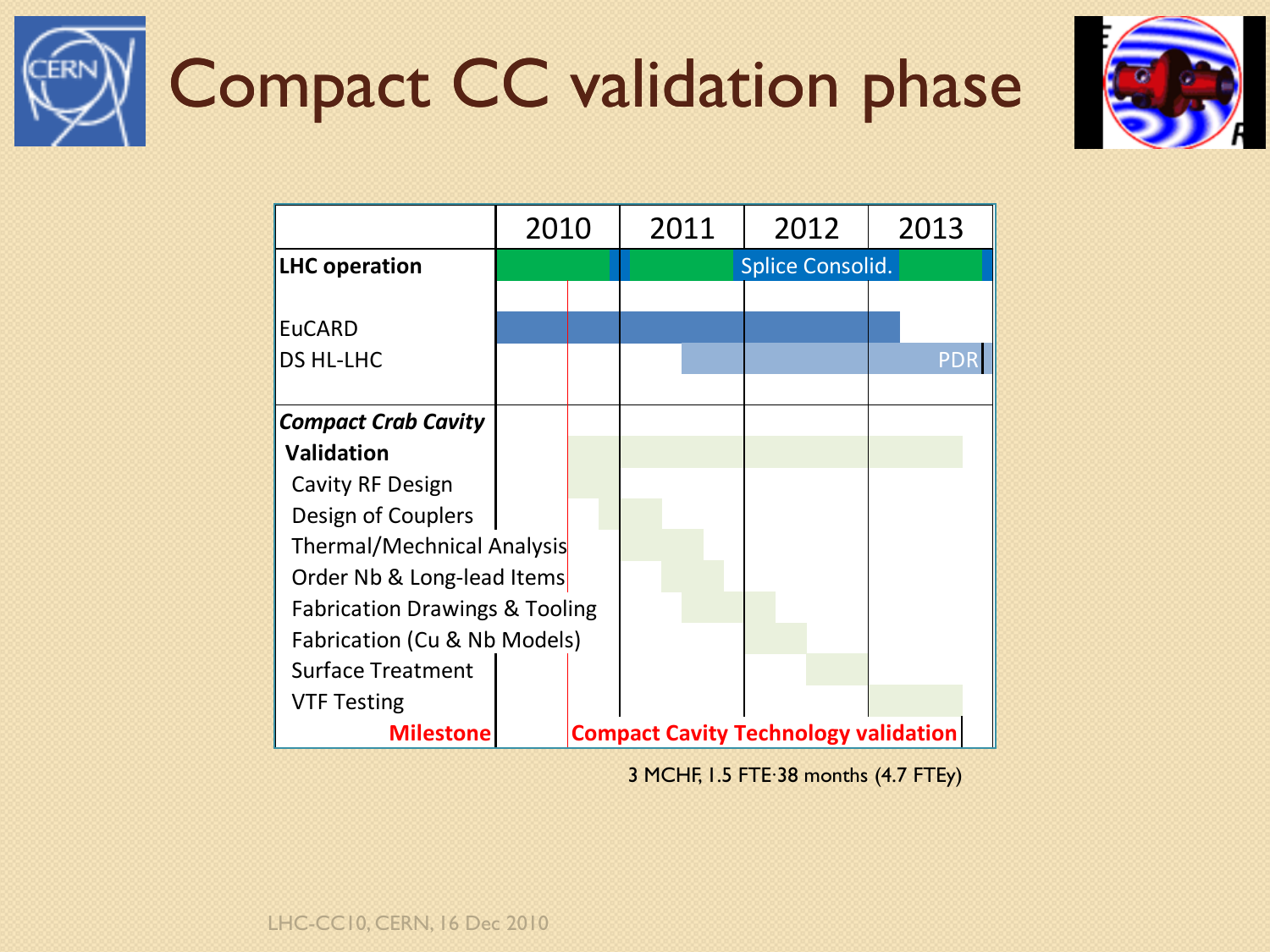# Compact CC validation phase

| | 2010 | 2011 | 2012 | 2013 |
|---|---|---|---|---|
| **LHC operation** | | | Splice Consolid. | |
| EuCARD | | | | |
| DS HL-LHC | | | | PDR |
| ***Compact Crab Cavity*** | | | | |
| **Validation** | | | | |
| Cavity RF Design | | | | |
| Design of Couplers | | | | |
| Thermal/Mechnical Analysis | | | | |
| Order Nb & Long-lead Items | | | | |
| Fabrication Drawings & Tooling | | | | |
| Fabrication (Cu & Nb Models) | | | | |
| Surface Treatment | | | | |
| VTF Testing | | | | |
| **Milestone** | **Compact Cavity Technology validation** | | | |

3 MCHF, 1.5 FTE·38 months (4.7 FTEy)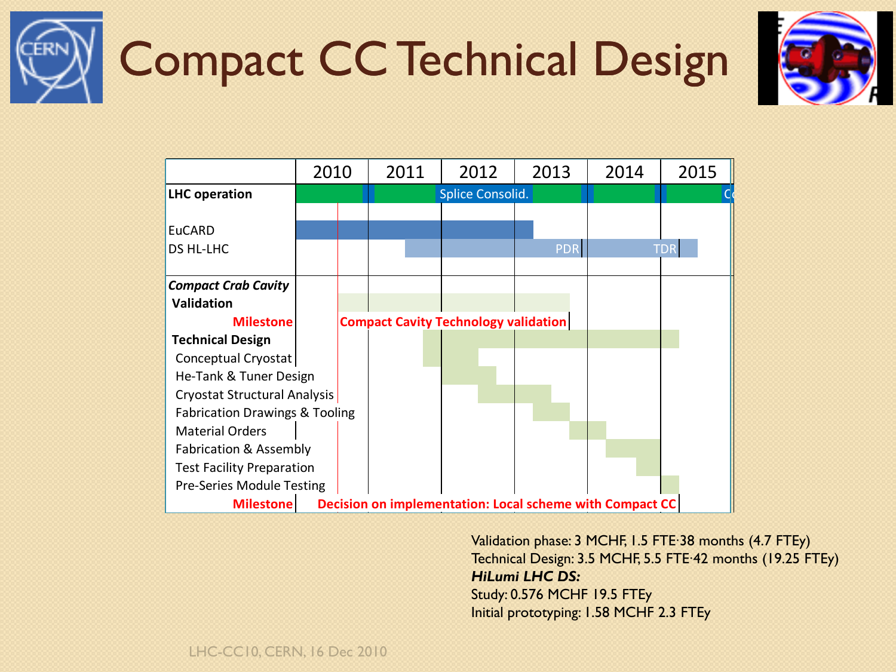# Compact CC Technical Design

| | 2010 | 2011 | 2012 | 2013 | 2014 | 2015 |
|---|---|---|---|---|---|---|
| **LHC operation** | | | Splice Consolid. | | | |
| EuCARD | | | | | | |
| DS HL-LHC | | | | PDR | | TDR |
| ***Compact Crab Cavity*** | | | | | | |
| **Validation** | | | | | | |
| **Milestone** | Compact Cavity Technology validation | | | | | |
| **Technical Design** | | | | | | |
| Conceptual Cryostat | | | | | | |
| He-Tank & Tuner Design | | | | | | |
| Cryostat Structural Analysis | | | | | | |
| Fabrication Drawings & Tooling | | | | | | |
| Material Orders | | | | | | |
| Fabrication & Assembly | | | | | | |
| Test Facility Preparation | | | | | | |
| Pre-Series Module Testing | | | | | | |
| **Milestone** | Decision on implementation: Local scheme with Compact CC | | | | | |

Validation phase: 3 MCHF, 1.5 FTE·38 months (4.7 FTEy)
Technical Design: 3.5 MCHF, 5.5 FTE·42 months (19.25 FTEy)
***HiLumi LHC DS:***
Study: 0.576 MCHF 19.5 FTEy
Initial prototyping: 1.58 MCHF 2.3 FTEy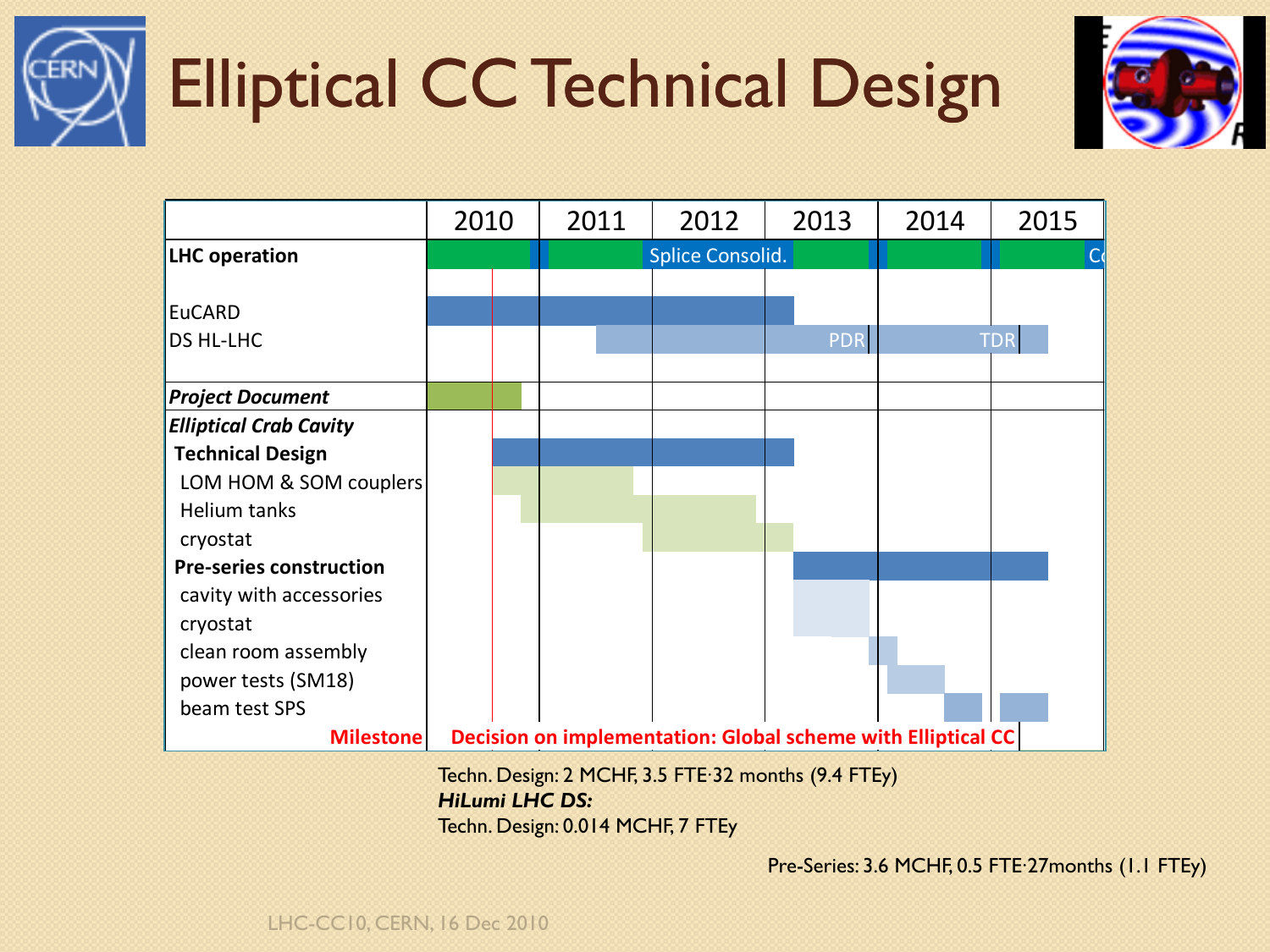# Elliptical CC Technical Design

| | 2010 | 2011 | 2012 | 2013 | 2014 | 2015 |
|---|---|---|---|---|---|---|
| **LHC operation** | | | Splice Consolid. | | | Co |
| EuCARD | | | | | | |
| DS HL-LHC | | | | PDR | TDR | |
| ***Project Document*** | | | | | | |
| ***Elliptical Crab Cavity*** | | | | | | |
| **Technical Design** | | | | | | |
| LOM HOM & SOM couplers | | | | | | |
| Helium tanks | | | | | | |
| cryostat | | | | | | |
| **Pre-series construction** | | | | | | |
| cavity with accessories | | | | | | |
| cryostat | | | | | | |
| clean room assembly | | | | | | |
| power tests (SM18) | | | | | | |
| beam test SPS | | | | | | |
| **Milestone** | **Decision on implementation: Global scheme with Elliptical CC** | | | | | |

Techn. Design: 2 MCHF, 3.5 FTE·32 months (9.4 FTEy)
***HiLumi LHC DS:***
Techn. Design: 0.014 MCHF, 7 FTEy

Pre-Series: 3.6 MCHF, 0.5 FTE·27months (1.1 FTEy)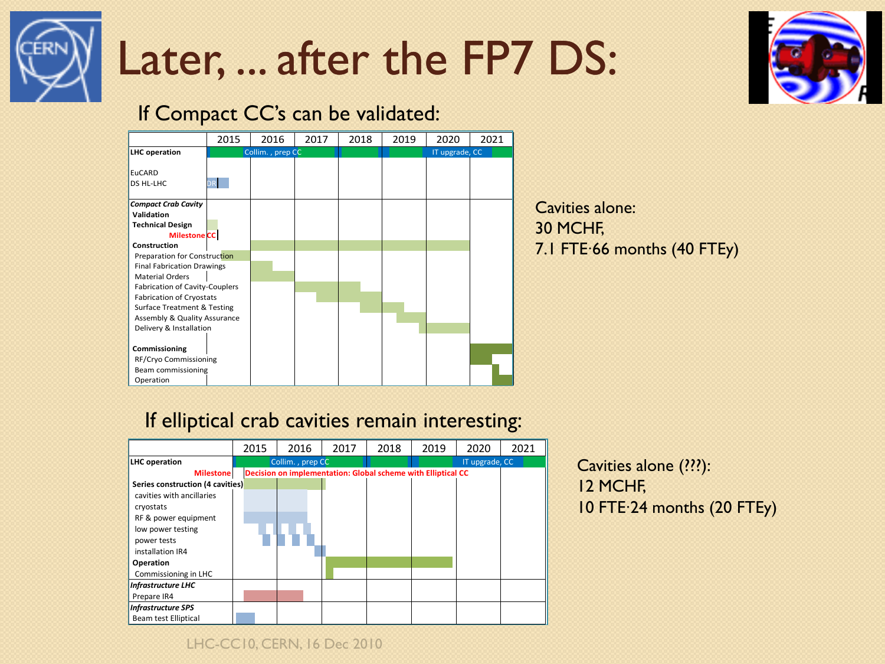# Later, ... after the FP7 DS:

## If Compact CC's can be validated:

| | 2015 | 2016 | 2017 | 2018 | 2019 | 2020 | 2021 |
|---|---|---|---|---|---|---|---|
| **LHC operation** | | Collim. , prep CC | | | | IT upgrade, CC | |
| EuCARD | | | | | | | |
| DS HL-LHC | DR | | | | | | |
| ***Compact Crab Cavity*** | | | | | | | |
| **Validation** | | | | | | | |
| **Technical Design** | | | | | | | |
| **Milestone** | CC | | | | | | |
| **Construction** | | | | | | | |
| Preparation for Construction | | | | | | | |
| Final Fabrication Drawings | | | | | | | |
| Material Orders | | | | | | | |
| Fabrication of Cavity-Couplers | | | | | | | |
| Fabrication of Cryostats | | | | | | | |
| Surface Treatment & Testing | | | | | | | |
| Assembly & Quality Assurance | | | | | | | |
| Delivery & Installation | | | | | | | |
| **Commissioning** | | | | | | | |
| RF/Cryo Commissioning | | | | | | | |
| Beam commissioning | | | | | | | |
| Operation | | | | | | | |

Cavities alone:
30 MCHF,
7.1 FTE·66 months (40 FTEy)

## If elliptical crab cavities remain interesting:

| | 2015 | 2016 | 2017 | 2018 | 2019 | 2020 | 2021 |
|---|---|---|---|---|---|---|---|
| **LHC operation** | | Collim. , prep CC | | | | IT upgrade, CC | |
| **Milestone** | Decision on implementation: Global scheme with Elliptical CC | | | | | | |
| **Series construction (4 cavities)** | | | | | | | |
| cavities with ancillaries | | | | | | | |
| cryostats | | | | | | | |
| RF & power equipment | | | | | | | |
| low power testing | | | | | | | |
| power tests | | | | | | | |
| installation IR4 | | | | | | | |
| **Operation** | | | | | | | |
| Commissioning in LHC | | | | | | | |
| ***Infrastructure LHC*** | | | | | | | |
| Prepare IR4 | | | | | | | |
| ***Infrastructure SPS*** | | | | | | | |
| Beam test Elliptical | | | | | | | |

Cavities alone (???):
12 MCHF,
10 FTE·24 months (20 FTEy)

LHC-CC10, CERN, 16 Dec 2010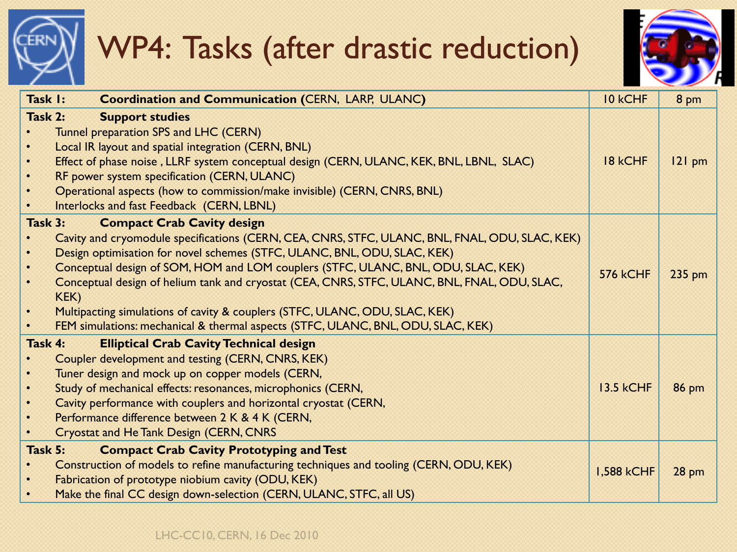# WP4: Tasks (after drastic reduction)

| Task | Budget | Effort |
|---|---|---|
| **Task 1: Coordination and Communication (**CERN, LARP, ULANC**)** | 10 kCHF | 8 pm |
| **Task 2: Support studies**<br>• Tunnel preparation SPS and LHC (CERN)<br>• Local IR layout and spatial integration (CERN, BNL)<br>• Effect of phase noise , LLRF system conceptual design (CERN, ULANC, KEK, BNL, LBNL, SLAC)<br>• RF power system specification (CERN, ULANC)<br>• Operational aspects (how to commission/make invisible) (CERN, CNRS, BNL)<br>• Interlocks and fast Feedback (CERN, LBNL) | 18 kCHF | 121 pm |
| **Task 3: Compact Crab Cavity design**<br>• Cavity and cryomodule specifications (CERN, CEA, CNRS, STFC, ULANC, BNL, FNAL, ODU, SLAC, KEK)<br>• Design optimisation for novel schemes (STFC, ULANC, BNL, ODU, SLAC, KEK)<br>• Conceptual design of SOM, HOM and LOM couplers (STFC, ULANC, BNL, ODU, SLAC, KEK)<br>• Conceptual design of helium tank and cryostat (CEA, CNRS, STFC, ULANC, BNL, FNAL, ODU, SLAC, KEK)<br>• Multipacting simulations of cavity & couplers (STFC, ULANC, ODU, SLAC, KEK)<br>• FEM simulations: mechanical & thermal aspects (STFC, ULANC, BNL, ODU, SLAC, KEK) | 576 kCHF | 235 pm |
| **Task 4: Elliptical Crab Cavity Technical design**<br>• Coupler development and testing (CERN, CNRS, KEK)<br>• Tuner design and mock up on copper models (CERN,<br>• Study of mechanical effects: resonances, microphonics (CERN,<br>• Cavity performance with couplers and horizontal cryostat (CERN,<br>• Performance difference between 2 K & 4 K (CERN,<br>• Cryostat and He Tank Design (CERN, CNRS | 13.5 kCHF | 86 pm |
| **Task 5: Compact Crab Cavity Prototyping and Test**<br>• Construction of models to refine manufacturing techniques and tooling (CERN, ODU, KEK)<br>• Fabrication of prototype niobium cavity (ODU, KEK)<br>• Make the final CC design down-selection (CERN, ULANC, STFC, all US) | 1,588 kCHF | 28 pm |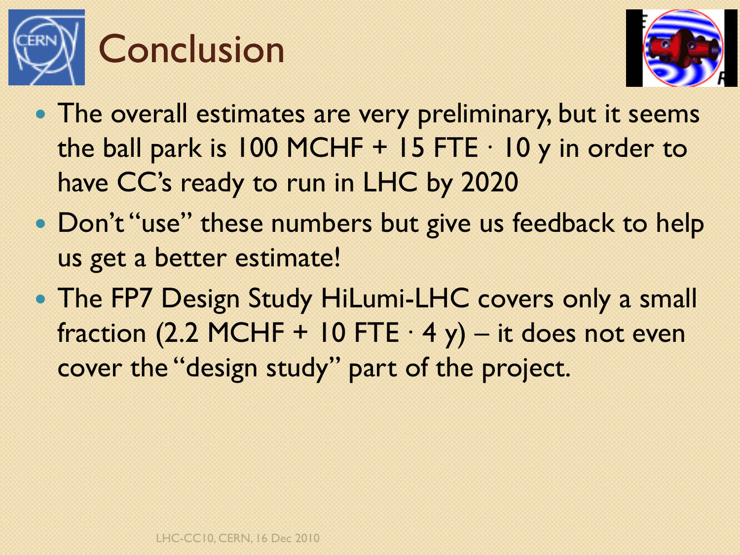# Conclusion

- The overall estimates are very preliminary, but it seems the ball park is 100 MCHF + 15 FTE · 10 y in order to have CC's ready to run in LHC by 2020
- Don't "use" these numbers but give us feedback to help us get a better estimate!
- The FP7 Design Study HiLumi-LHC covers only a small fraction (2.2 MCHF + 10 FTE · 4 y) – it does not even cover the "design study" part of the project.